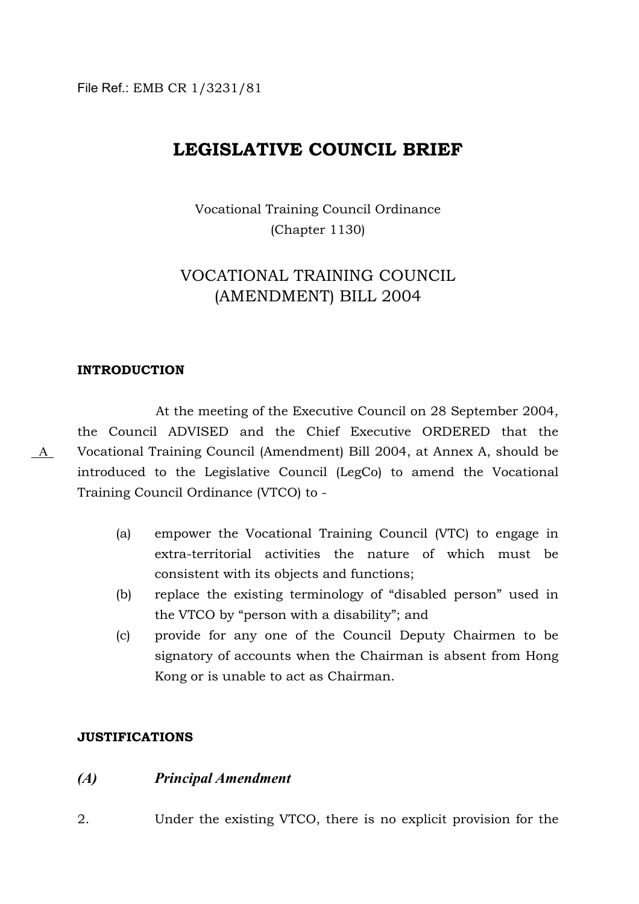File Ref.: EMB CR 1/3231/81

# LEGISLATIVE COUNCIL BRIEF

Vocational Training Council Ordinance
(Chapter 1130)

## VOCATIONAL TRAINING COUNCIL (AMENDMENT) BILL 2004

### INTRODUCTION

A

At the meeting of the Executive Council on 28 September 2004, the Council ADVISED and the Chief Executive ORDERED that the Vocational Training Council (Amendment) Bill 2004, at Annex A, should be introduced to the Legislative Council (LegCo) to amend the Vocational Training Council Ordinance (VTCO) to -

(a) empower the Vocational Training Council (VTC) to engage in extra-territorial activities the nature of which must be consistent with its objects and functions;

(b) replace the existing terminology of "disabled person" used in the VTCO by "person with a disability"; and

(c) provide for any one of the Council Deputy Chairmen to be signatory of accounts when the Chairman is absent from Hong Kong or is unable to act as Chairman.

### JUSTIFICATIONS

#### *(A) Principal Amendment*

2. Under the existing VTCO, there is no explicit provision for the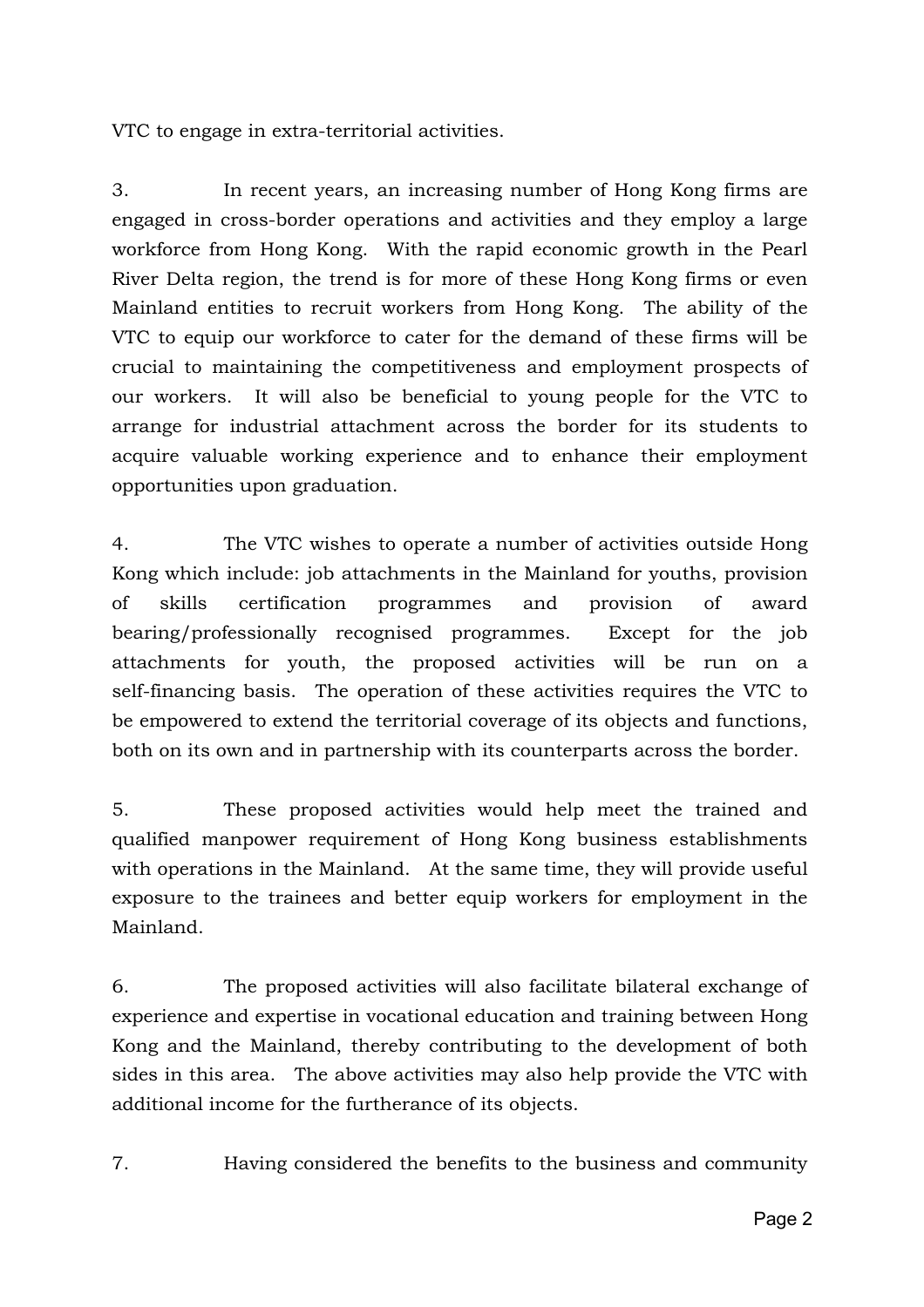VTC to engage in extra-territorial activities.

3. In recent years, an increasing number of Hong Kong firms are engaged in cross-border operations and activities and they employ a large workforce from Hong Kong. With the rapid economic growth in the Pearl River Delta region, the trend is for more of these Hong Kong firms or even Mainland entities to recruit workers from Hong Kong. The ability of the VTC to equip our workforce to cater for the demand of these firms will be crucial to maintaining the competitiveness and employment prospects of our workers. It will also be beneficial to young people for the VTC to arrange for industrial attachment across the border for its students to acquire valuable working experience and to enhance their employment opportunities upon graduation.

4. The VTC wishes to operate a number of activities outside Hong Kong which include: job attachments in the Mainland for youths, provision of skills certification programmes and provision of award bearing/professionally recognised programmes. Except for the job attachments for youth, the proposed activities will be run on a self-financing basis. The operation of these activities requires the VTC to be empowered to extend the territorial coverage of its objects and functions, both on its own and in partnership with its counterparts across the border.

5. These proposed activities would help meet the trained and qualified manpower requirement of Hong Kong business establishments with operations in the Mainland. At the same time, they will provide useful exposure to the trainees and better equip workers for employment in the Mainland.

6. The proposed activities will also facilitate bilateral exchange of experience and expertise in vocational education and training between Hong Kong and the Mainland, thereby contributing to the development of both sides in this area. The above activities may also help provide the VTC with additional income for the furtherance of its objects.

7. Having considered the benefits to the business and community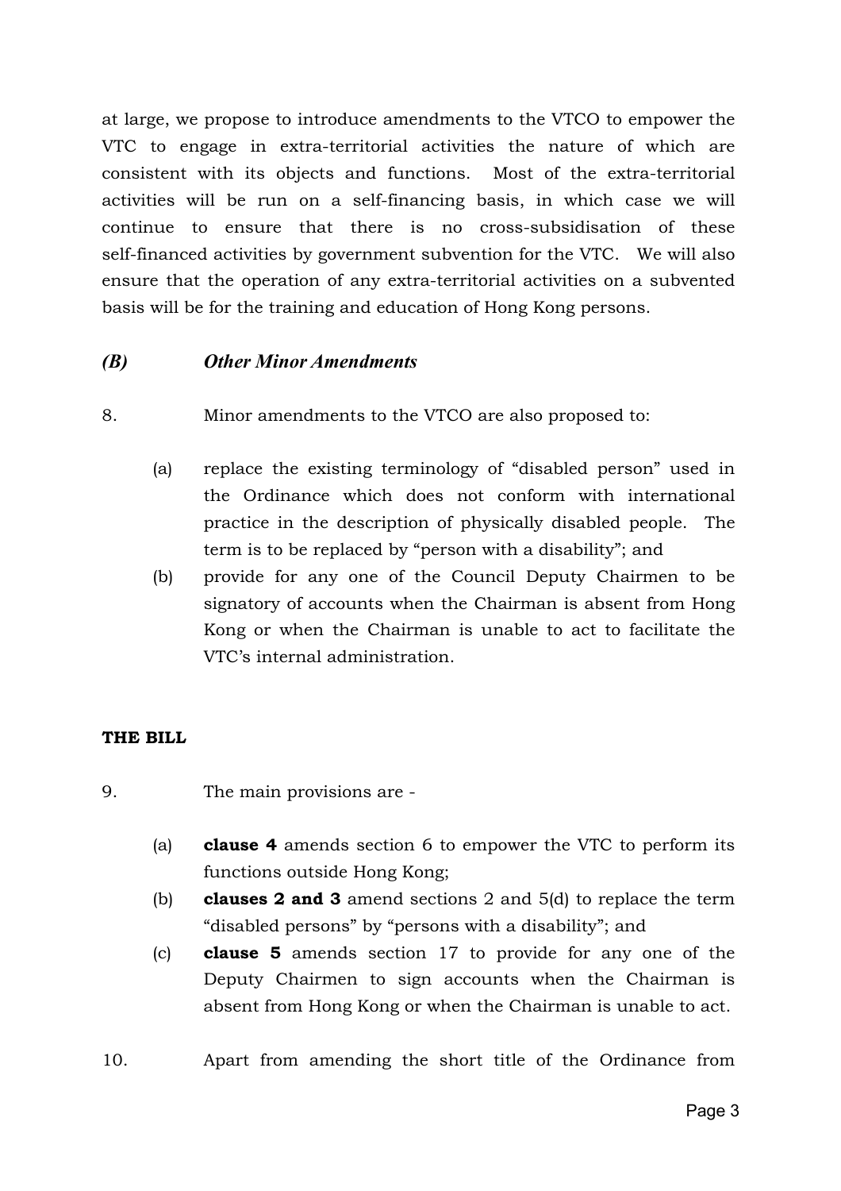at large, we propose to introduce amendments to the VTCO to empower the VTC to engage in extra-territorial activities the nature of which are consistent with its objects and functions. Most of the extra-territorial activities will be run on a self-financing basis, in which case we will continue to ensure that there is no cross-subsidisation of these self-financed activities by government subvention for the VTC. We will also ensure that the operation of any extra-territorial activities on a subvented basis will be for the training and education of Hong Kong persons.

### *(B) Other Minor Amendments*

8. Minor amendments to the VTCO are also proposed to:

(a) replace the existing terminology of "disabled person" used in the Ordinance which does not conform with international practice in the description of physically disabled people. The term is to be replaced by "person with a disability"; and

(b) provide for any one of the Council Deputy Chairmen to be signatory of accounts when the Chairman is absent from Hong Kong or when the Chairman is unable to act to facilitate the VTC's internal administration.

## THE BILL

9. The main provisions are -

(a) **clause 4** amends section 6 to empower the VTC to perform its functions outside Hong Kong;

(b) **clauses 2 and 3** amend sections 2 and 5(d) to replace the term "disabled persons" by "persons with a disability"; and

(c) **clause 5** amends section 17 to provide for any one of the Deputy Chairmen to sign accounts when the Chairman is absent from Hong Kong or when the Chairman is unable to act.

10. Apart from amending the short title of the Ordinance from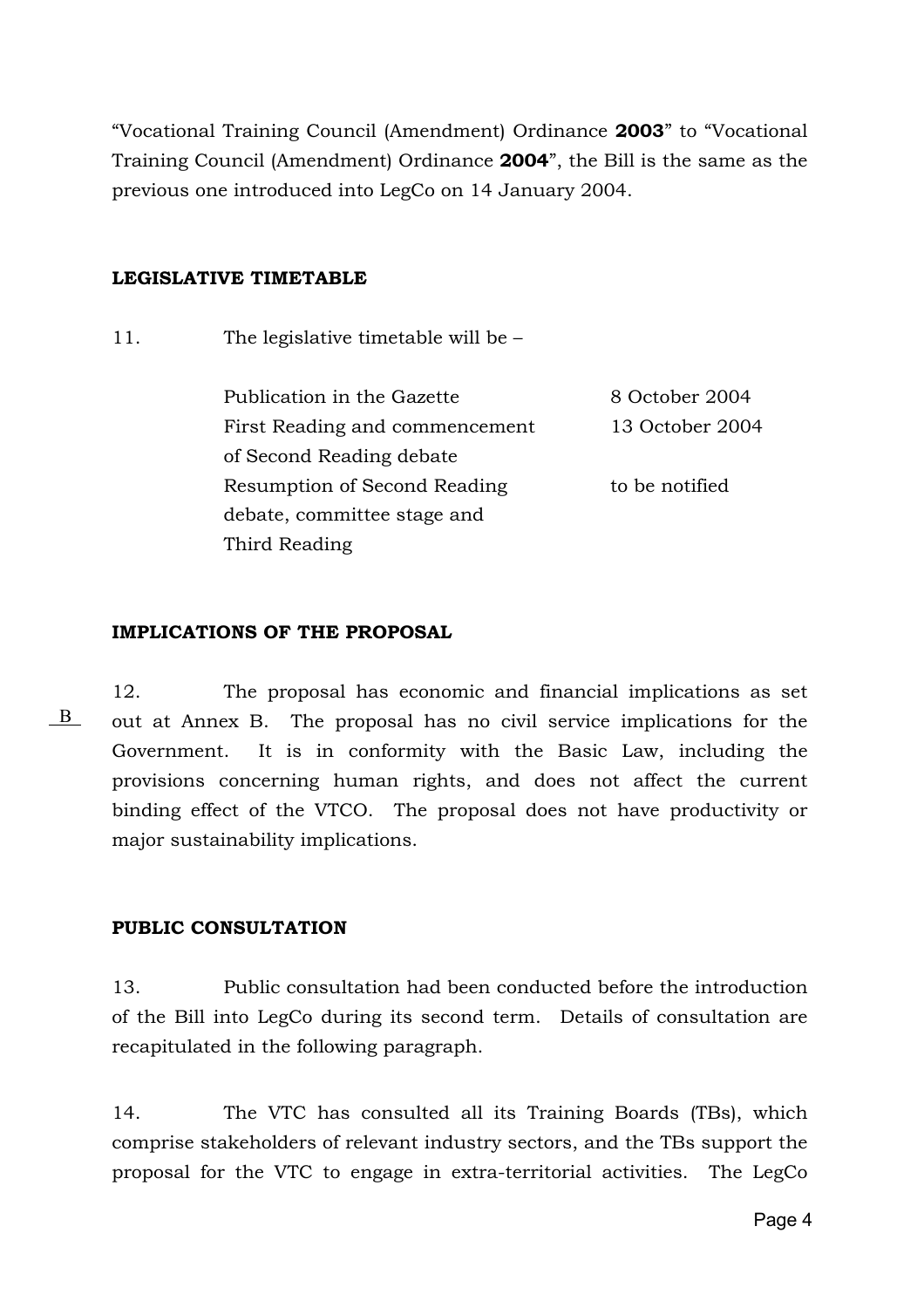"Vocational Training Council (Amendment) Ordinance **2003**" to "Vocational Training Council (Amendment) Ordinance **2004**", the Bill is the same as the previous one introduced into LegCo on 14 January 2004.

**LEGISLATIVE TIMETABLE**

11. The legislative timetable will be –

| | |
|---|---|
| Publication in the Gazette | 8 October 2004 |
| First Reading and commencement of Second Reading debate | 13 October 2004 |
| Resumption of Second Reading debate, committee stage and Third Reading | to be notified |

**IMPLICATIONS OF THE PROPOSAL**

B

12. The proposal has economic and financial implications as set out at Annex B. The proposal has no civil service implications for the Government. It is in conformity with the Basic Law, including the provisions concerning human rights, and does not affect the current binding effect of the VTCO. The proposal does not have productivity or major sustainability implications.

**PUBLIC CONSULTATION**

13. Public consultation had been conducted before the introduction of the Bill into LegCo during its second term. Details of consultation are recapitulated in the following paragraph.

14. The VTC has consulted all its Training Boards (TBs), which comprise stakeholders of relevant industry sectors, and the TBs support the proposal for the VTC to engage in extra-territorial activities. The LegCo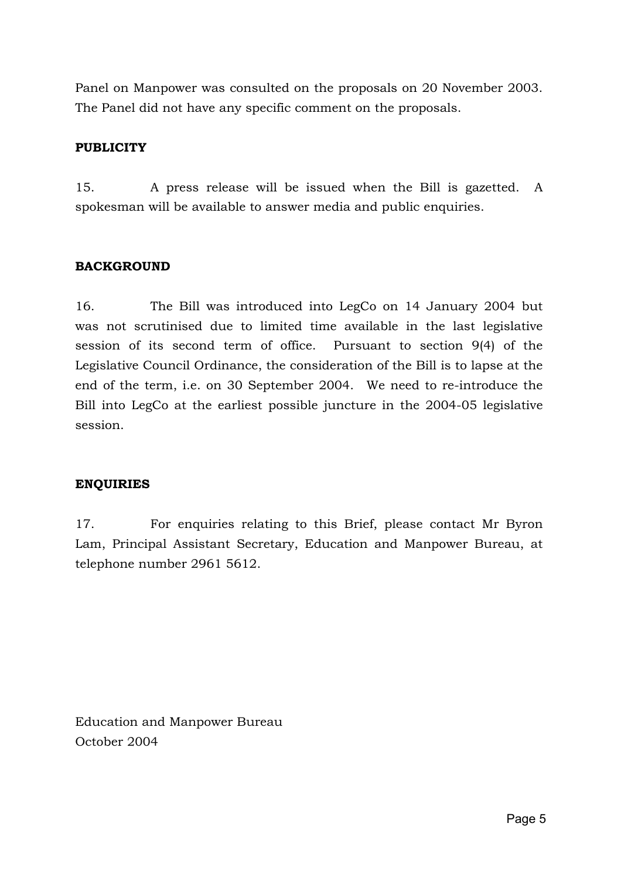Panel on Manpower was consulted on the proposals on 20 November 2003. The Panel did not have any specific comment on the proposals.

**PUBLICITY**

15. A press release will be issued when the Bill is gazetted. A spokesman will be available to answer media and public enquiries.

**BACKGROUND**

16. The Bill was introduced into LegCo on 14 January 2004 but was not scrutinised due to limited time available in the last legislative session of its second term of office. Pursuant to section 9(4) of the Legislative Council Ordinance, the consideration of the Bill is to lapse at the end of the term, i.e. on 30 September 2004. We need to re-introduce the Bill into LegCo at the earliest possible juncture in the 2004-05 legislative session.

**ENQUIRIES**

17. For enquiries relating to this Brief, please contact Mr Byron Lam, Principal Assistant Secretary, Education and Manpower Bureau, at telephone number 2961 5612.

Education and Manpower Bureau
October 2004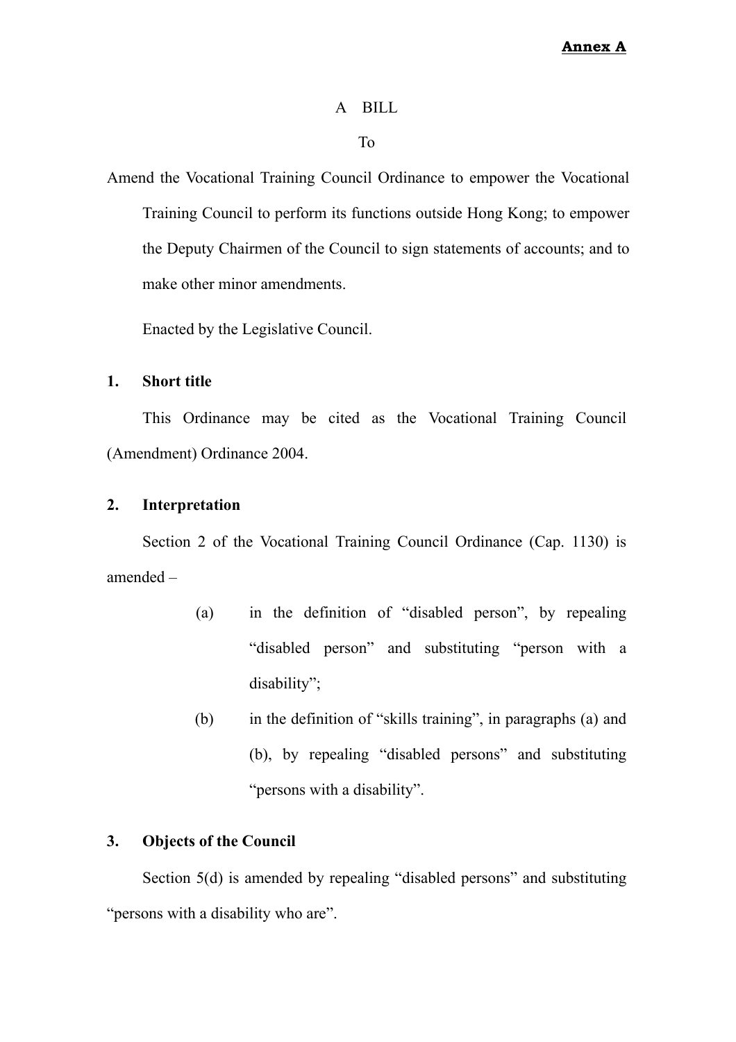**Annex A**

A BILL

To

Amend the Vocational Training Council Ordinance to empower the Vocational Training Council to perform its functions outside Hong Kong; to empower the Deputy Chairmen of the Council to sign statements of accounts; and to make other minor amendments.

Enacted by the Legislative Council.

**1. Short title**

This Ordinance may be cited as the Vocational Training Council (Amendment) Ordinance 2004.

**2. Interpretation**

Section 2 of the Vocational Training Council Ordinance (Cap. 1130) is amended –

(a) in the definition of "disabled person", by repealing "disabled person" and substituting "person with a disability";

(b) in the definition of "skills training", in paragraphs (a) and (b), by repealing "disabled persons" and substituting "persons with a disability".

**3. Objects of the Council**

Section 5(d) is amended by repealing "disabled persons" and substituting "persons with a disability who are".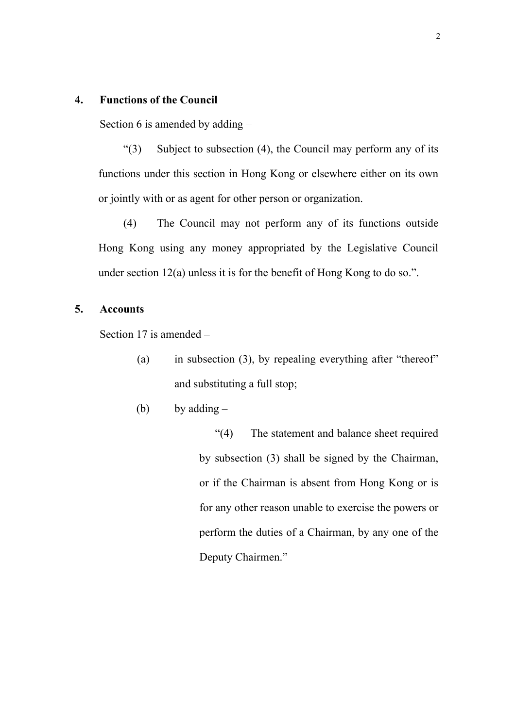**4. Functions of the Council**

Section 6 is amended by adding –

"(3) Subject to subsection (4), the Council may perform any of its functions under this section in Hong Kong or elsewhere either on its own or jointly with or as agent for other person or organization.

(4) The Council may not perform any of its functions outside Hong Kong using any money appropriated by the Legislative Council under section 12(a) unless it is for the benefit of Hong Kong to do so.".

**5. Accounts**

Section 17 is amended –

(a) in subsection (3), by repealing everything after "thereof" and substituting a full stop;

(b) by adding –

"(4) The statement and balance sheet required by subsection (3) shall be signed by the Chairman, or if the Chairman is absent from Hong Kong or is for any other reason unable to exercise the powers or perform the duties of a Chairman, by any one of the Deputy Chairmen."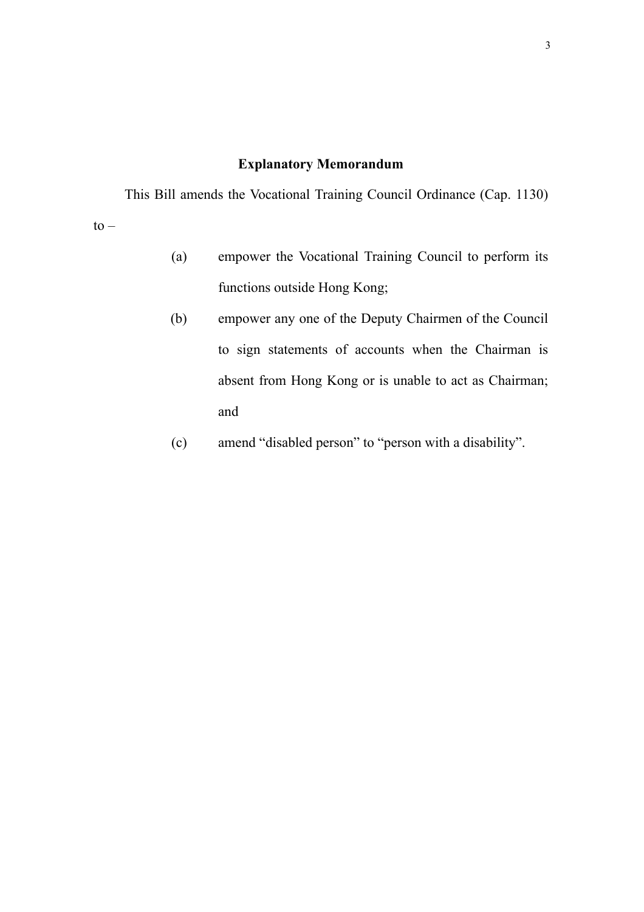## Explanatory Memorandum

This Bill amends the Vocational Training Council Ordinance (Cap. 1130) to –

(a) empower the Vocational Training Council to perform its functions outside Hong Kong;

(b) empower any one of the Deputy Chairmen of the Council to sign statements of accounts when the Chairman is absent from Hong Kong or is unable to act as Chairman; and

(c) amend "disabled person" to "person with a disability".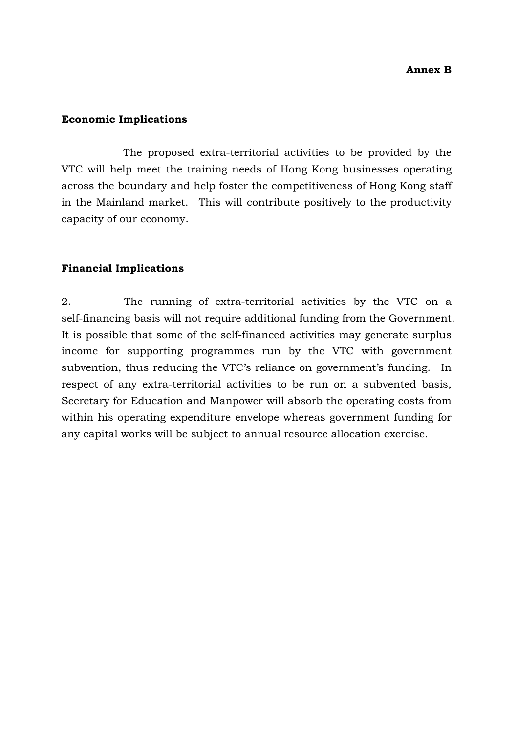**Annex B**

**Economic Implications**

The proposed extra-territorial activities to be provided by the VTC will help meet the training needs of Hong Kong businesses operating across the boundary and help foster the competitiveness of Hong Kong staff in the Mainland market. This will contribute positively to the productivity capacity of our economy.

**Financial Implications**

2. The running of extra-territorial activities by the VTC on a self-financing basis will not require additional funding from the Government. It is possible that some of the self-financed activities may generate surplus income for supporting programmes run by the VTC with government subvention, thus reducing the VTC's reliance on government's funding. In respect of any extra-territorial activities to be run on a subvented basis, Secretary for Education and Manpower will absorb the operating costs from within his operating expenditure envelope whereas government funding for any capital works will be subject to annual resource allocation exercise.